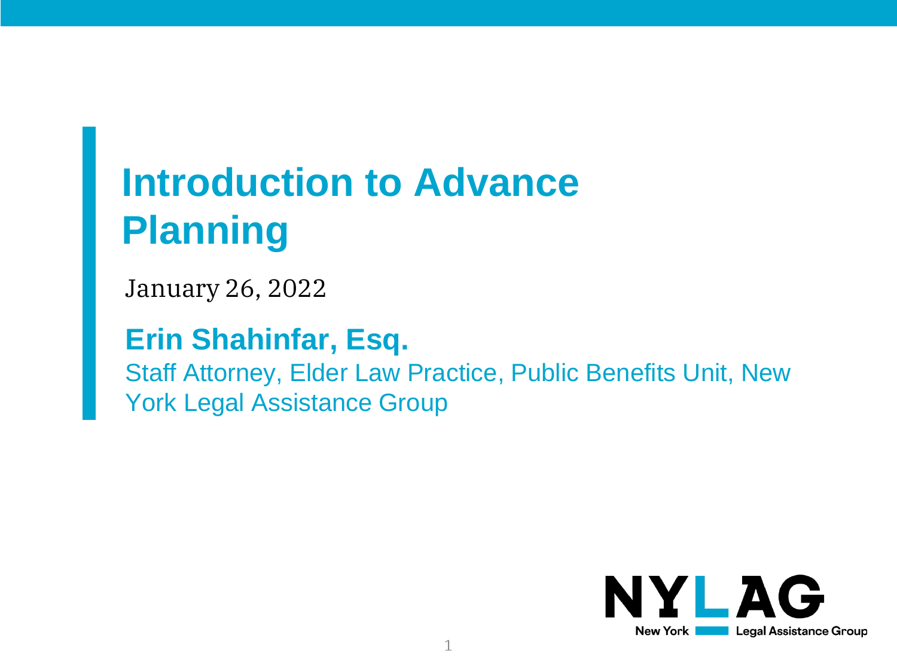# Introduction to Advance Planning

January 26, 2022

**Erin Shahinfar, Esq.**

Staff Attorney, Elder Law Practice, Public Benefits Unit, New York Legal Assistance Group

NYLAG
New York Legal Assistance Group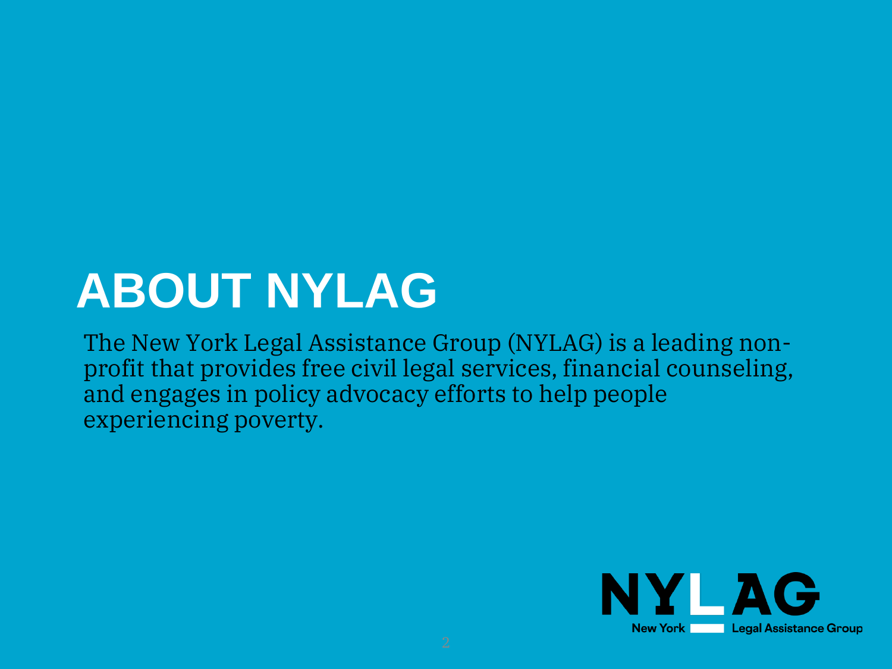# ABOUT NYLAG

The New York Legal Assistance Group (NYLAG) is a leading non-profit that provides free civil legal services, financial counseling, and engages in policy advocacy efforts to help people experiencing poverty.

NYLAG
New York Legal Assistance Group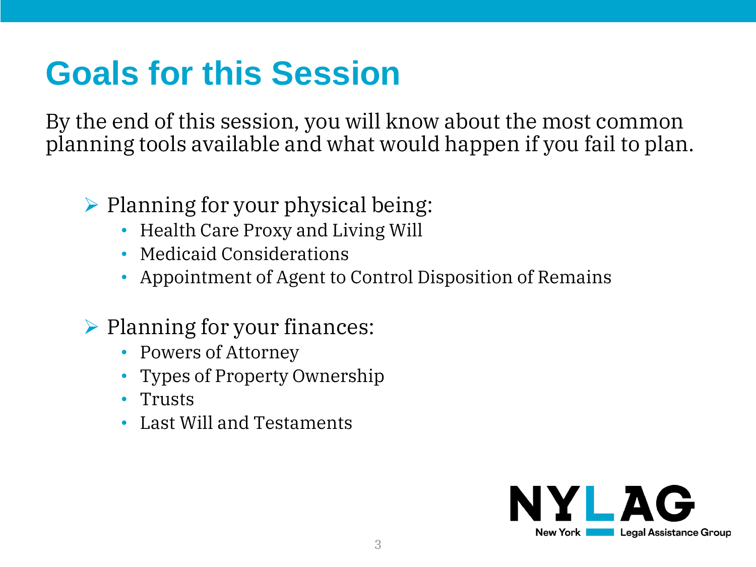# Goals for this Session

By the end of this session, you will know about the most common planning tools available and what would happen if you fail to plan.

- Planning for your physical being:
  - Health Care Proxy and Living Will
  - Medicaid Considerations
  - Appointment of Agent to Control Disposition of Remains

- Planning for your finances:
  - Powers of Attorney
  - Types of Property Ownership
  - Trusts
  - Last Will and Testaments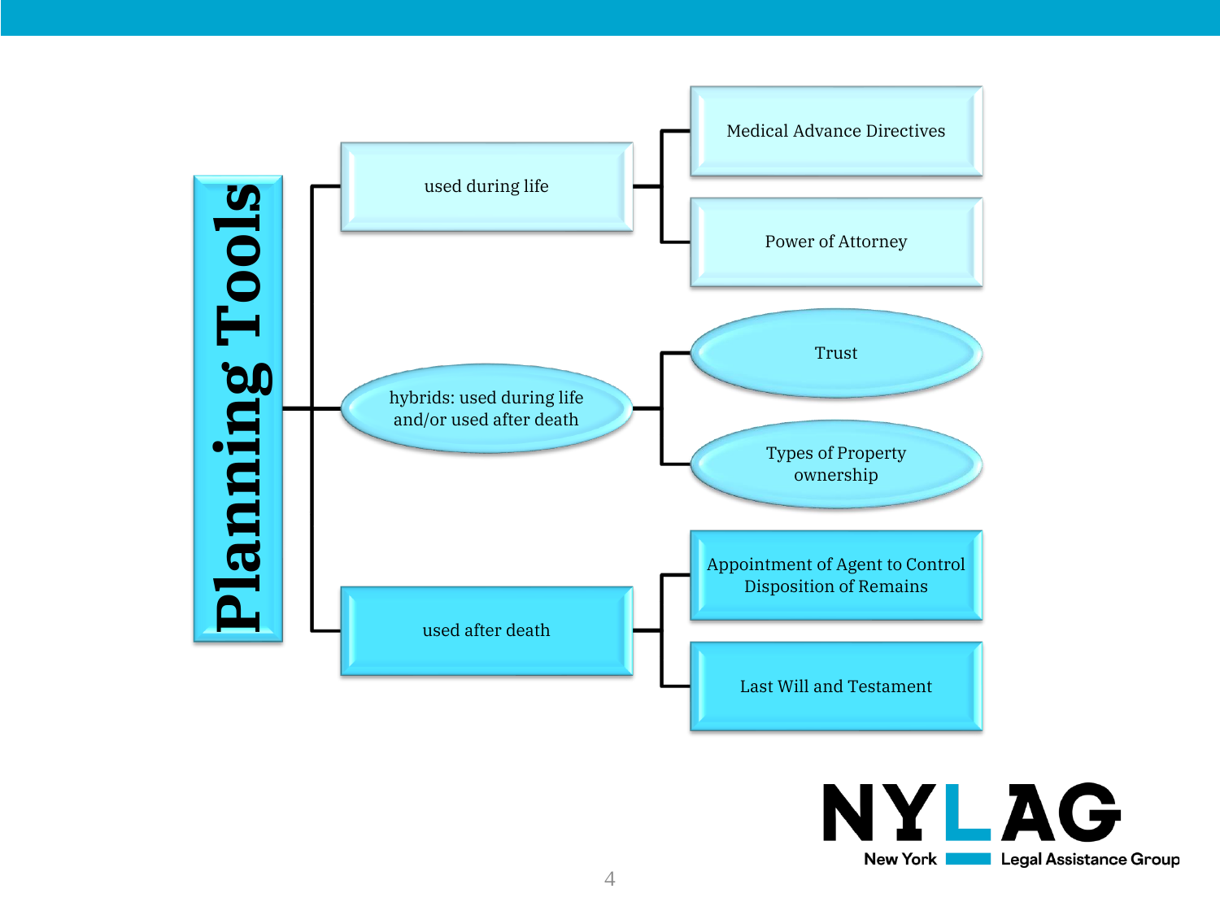# Planning Tools

- used during life
  - Medical Advance Directives
  - Power of Attorney
- hybrids: used during life and/or used after death
  - Trust
  - Types of Property ownership
- used after death
  - Appointment of Agent to Control Disposition of Remains
  - Last Will and Testament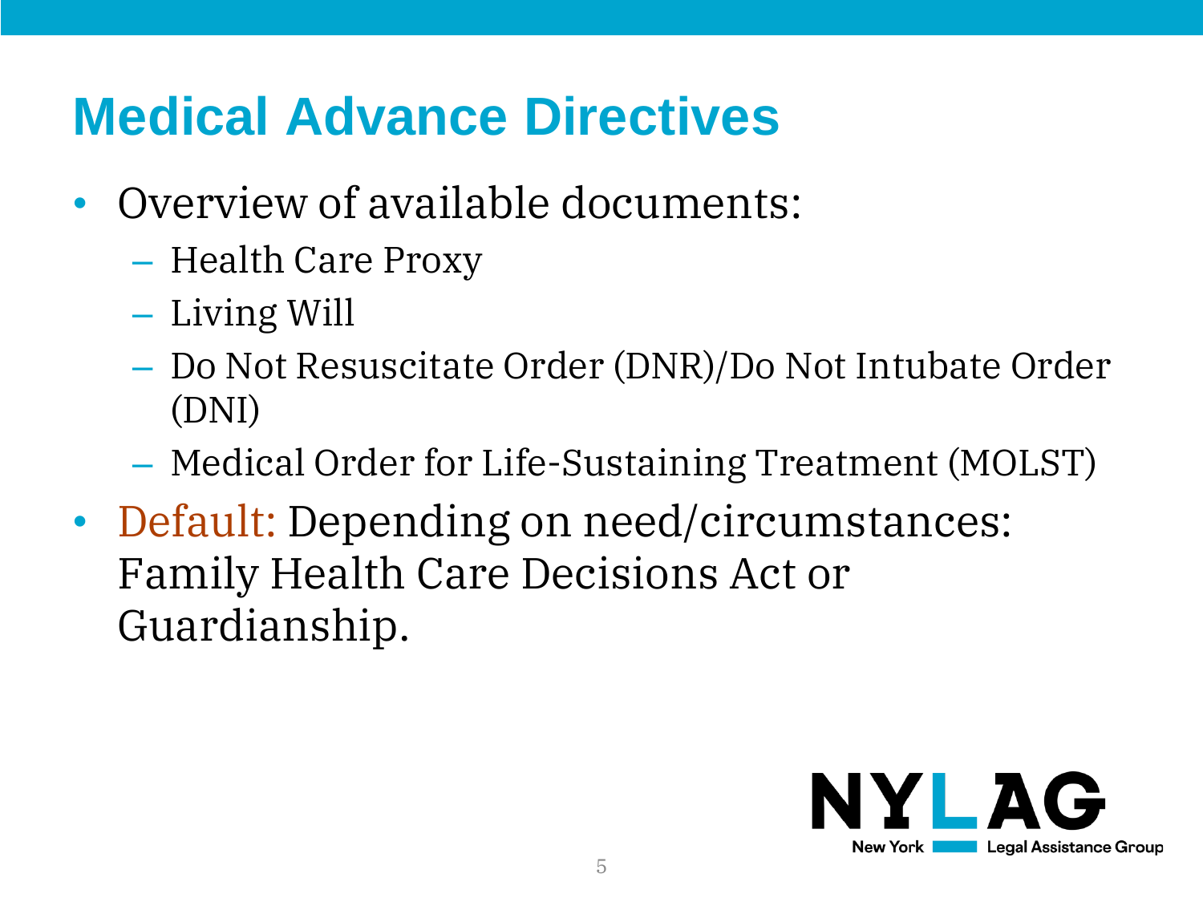# Medical Advance Directives

- Overview of available documents:
  - Health Care Proxy
  - Living Will
  - Do Not Resuscitate Order (DNR)/Do Not Intubate Order (DNI)
  - Medical Order for Life-Sustaining Treatment (MOLST)
- Default: Depending on need/circumstances: Family Health Care Decisions Act or Guardianship.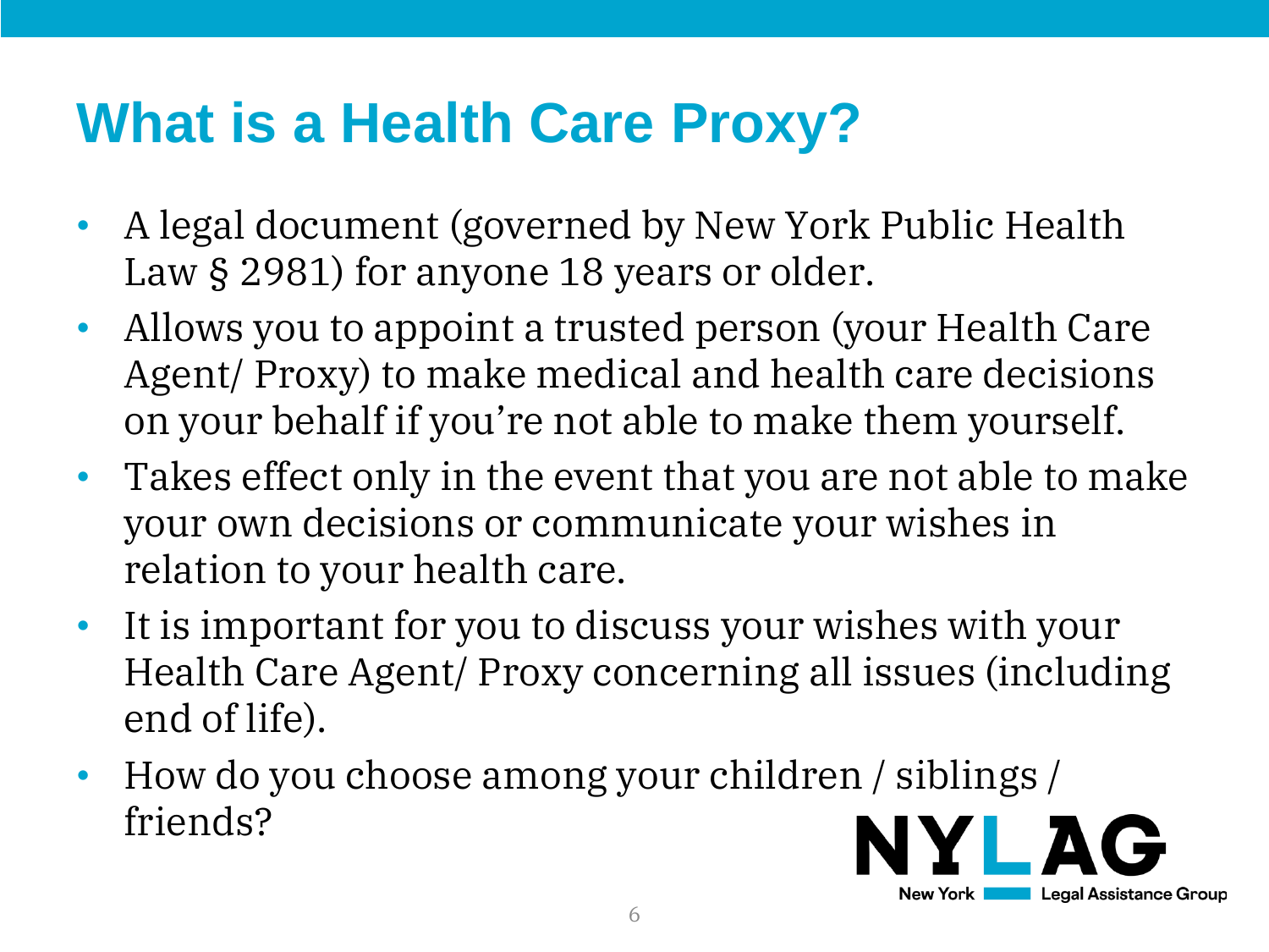# What is a Health Care Proxy?

- A legal document (governed by New York Public Health Law § 2981) for anyone 18 years or older.
- Allows you to appoint a trusted person (your Health Care Agent/ Proxy) to make medical and health care decisions on your behalf if you're not able to make them yourself.
- Takes effect only in the event that you are not able to make your own decisions or communicate your wishes in relation to your health care.
- It is important for you to discuss your wishes with your Health Care Agent/ Proxy concerning all issues (including end of life).
- How do you choose among your children / siblings / friends?

NYLAG New York Legal Assistance Group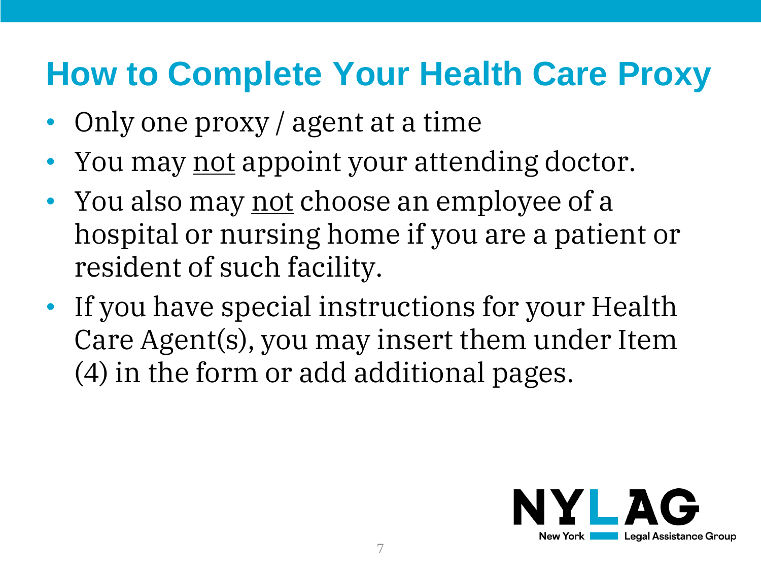# How to Complete Your Health Care Proxy

- Only one proxy / agent at a time
- You may <u>not</u> appoint your attending doctor.
- You also may <u>not</u> choose an employee of a hospital or nursing home if you are a patient or resident of such facility.
- If you have special instructions for your Health Care Agent(s), you may insert them under Item (4) in the form or add additional pages.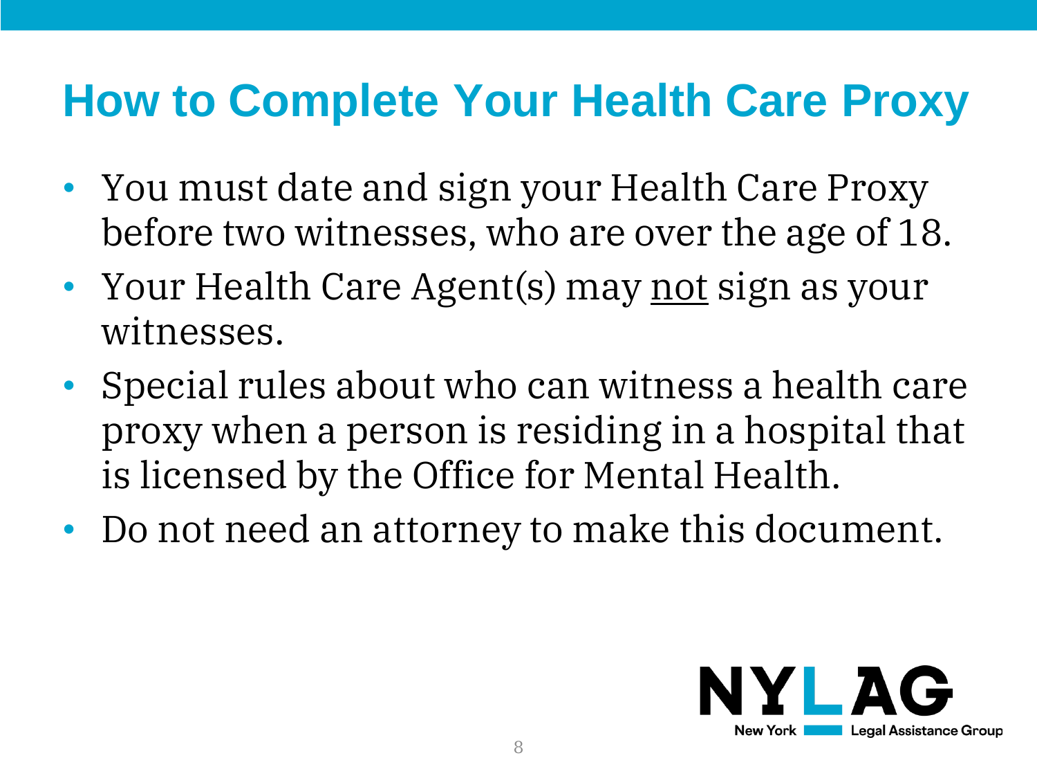# How to Complete Your Health Care Proxy

- You must date and sign your Health Care Proxy before two witnesses, who are over the age of 18.
- Your Health Care Agent(s) may <u>not</u> sign as your witnesses.
- Special rules about who can witness a health care proxy when a person is residing in a hospital that is licensed by the Office for Mental Health.
- Do not need an attorney to make this document.

NYLAG
New York Legal Assistance Group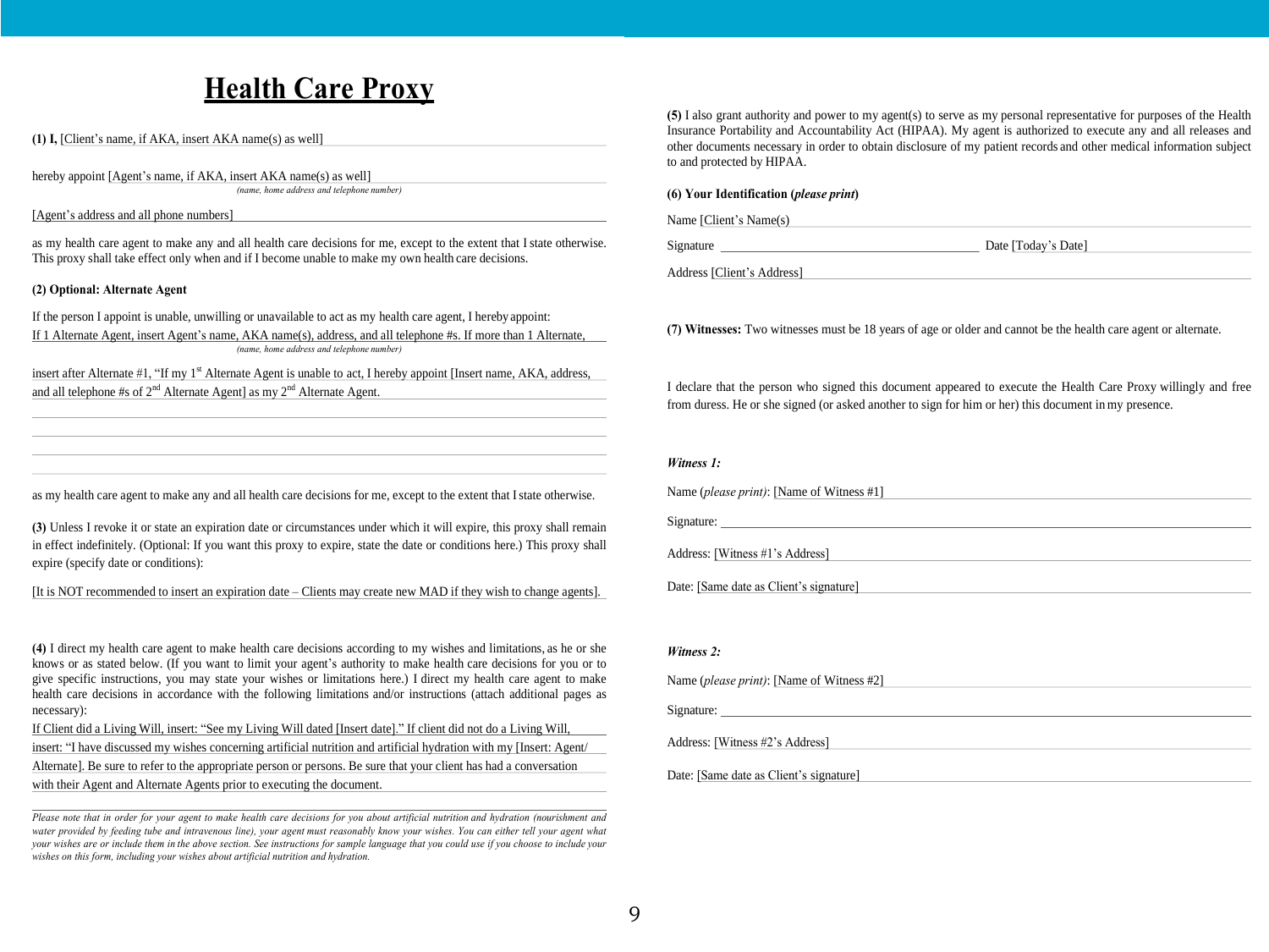# Health Care Proxy

**(1) I,** [Client's name, if AKA, insert AKA name(s) as well]

hereby appoint [Agent's name, if AKA, insert AKA name(s) as well]
*(name, home address and telephone number)*

[Agent's address and all phone numbers]

as my health care agent to make any and all health care decisions for me, except to the extent that I state otherwise. This proxy shall take effect only when and if I become unable to make my own health care decisions.

**(2) Optional: Alternate Agent**

If the person I appoint is unable, unwilling or unavailable to act as my health care agent, I hereby appoint:
If 1 Alternate Agent, insert Agent's name, AKA name(s), address, and all telephone #s. If more than 1 Alternate,
*(name, home address and telephone number)*
insert after Alternate #1, "If my 1st Alternate Agent is unable to act, I hereby appoint [Insert name, AKA, address, and all telephone #s of 2nd Alternate Agent] as my 2nd Alternate Agent.

as my health care agent to make any and all health care decisions for me, except to the extent that I state otherwise.

**(3)** Unless I revoke it or state an expiration date or circumstances under which it will expire, this proxy shall remain in effect indefinitely. (Optional: If you want this proxy to expire, state the date or conditions here.) This proxy shall expire (specify date or conditions):

[It is NOT recommended to insert an expiration date – Clients may create new MAD if they wish to change agents].

**(4)** I direct my health care agent to make health care decisions according to my wishes and limitations, as he or she knows or as stated below. (If you want to limit your agent's authority to make health care decisions for you or to give specific instructions, you may state your wishes or limitations here.) I direct my health care agent to make health care decisions in accordance with the following limitations and/or instructions (attach additional pages as necessary):
If Client did a Living Will, insert: "See my Living Will dated [Insert date]." If client did not do a Living Will, insert: "I have discussed my wishes concerning artificial nutrition and artificial hydration with my [Insert: Agent/ Alternate]. Be sure to refer to the appropriate person or persons. Be sure that your client has had a conversation with their Agent and Alternate Agents prior to executing the document.

*Please note that in order for your agent to make health care decisions for you about artificial nutrition and hydration (nourishment and water provided by feeding tube and intravenous line), your agent must reasonably know your wishes. You can either tell your agent what your wishes are or include them in the above section. See instructions for sample language that you could use if you choose to include your wishes on this form, including your wishes about artificial nutrition and hydration.*

**(5)** I also grant authority and power to my agent(s) to serve as my personal representative for purposes of the Health Insurance Portability and Accountability Act (HIPAA). My agent is authorized to execute any and all releases and other documents necessary in order to obtain disclosure of my patient records and other medical information subject to and protected by HIPAA.

**(6) Your Identification (*please print*)**

Name [Client's Name(s)]

Signature ______________________ Date [Today's Date]

Address [Client's Address]

**(7) Witnesses:** Two witnesses must be 18 years of age or older and cannot be the health care agent or alternate.

I declare that the person who signed this document appeared to execute the Health Care Proxy willingly and free from duress. He or she signed (or asked another to sign for him or her) this document in my presence.

***Witness 1:***

Name (*please print*): [Name of Witness #1]

Signature: ______________________

Address: [Witness #1's Address]

Date: [Same date as Client's signature]

***Witness 2:***

Name (*please print*): [Name of Witness #2]

Signature: ______________________

Address: [Witness #2's Address]

Date: [Same date as Client's signature]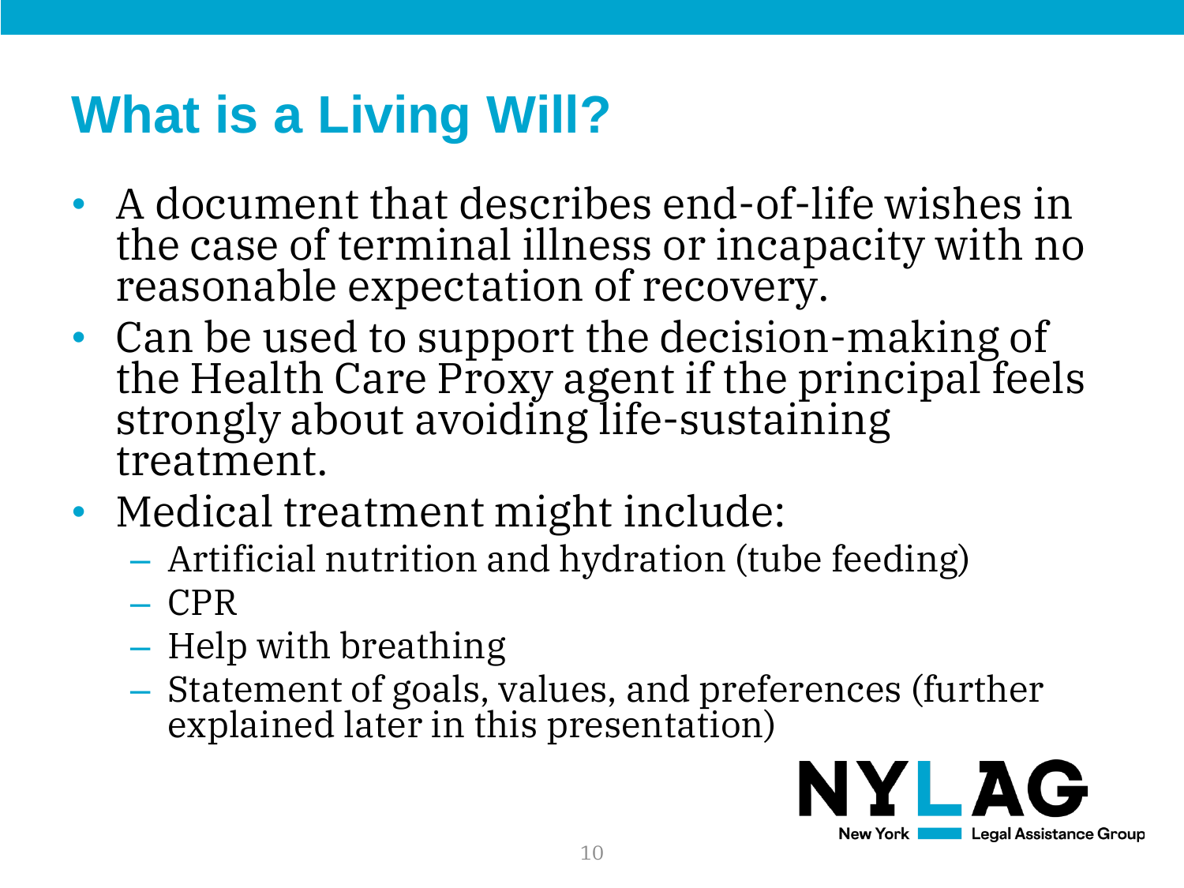# What is a Living Will?

- A document that describes end-of-life wishes in the case of terminal illness or incapacity with no reasonable expectation of recovery.
- Can be used to support the decision-making of the Health Care Proxy agent if the principal feels strongly about avoiding life-sustaining treatment.
- Medical treatment might include:
  - Artificial nutrition and hydration (tube feeding)
  - CPR
  - Help with breathing
  - Statement of goals, values, and preferences (further explained later in this presentation)

NYLAG
New York Legal Assistance Group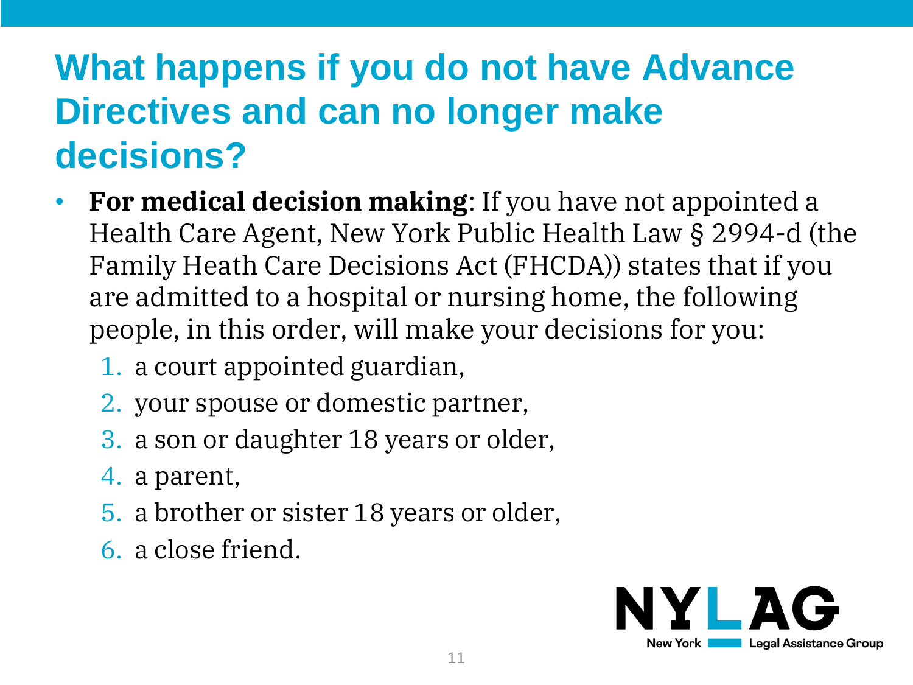# What happens if you do not have Advance Directives and can no longer make decisions?

- **For medical decision making**: If you have not appointed a Health Care Agent, New York Public Health Law § 2994-d (the Family Heath Care Decisions Act (FHCDA)) states that if you are admitted to a hospital or nursing home, the following people, in this order, will make your decisions for you:
  1. a court appointed guardian,
  2. your spouse or domestic partner,
  3. a son or daughter 18 years or older,
  4. a parent,
  5. a brother or sister 18 years or older,
  6. a close friend.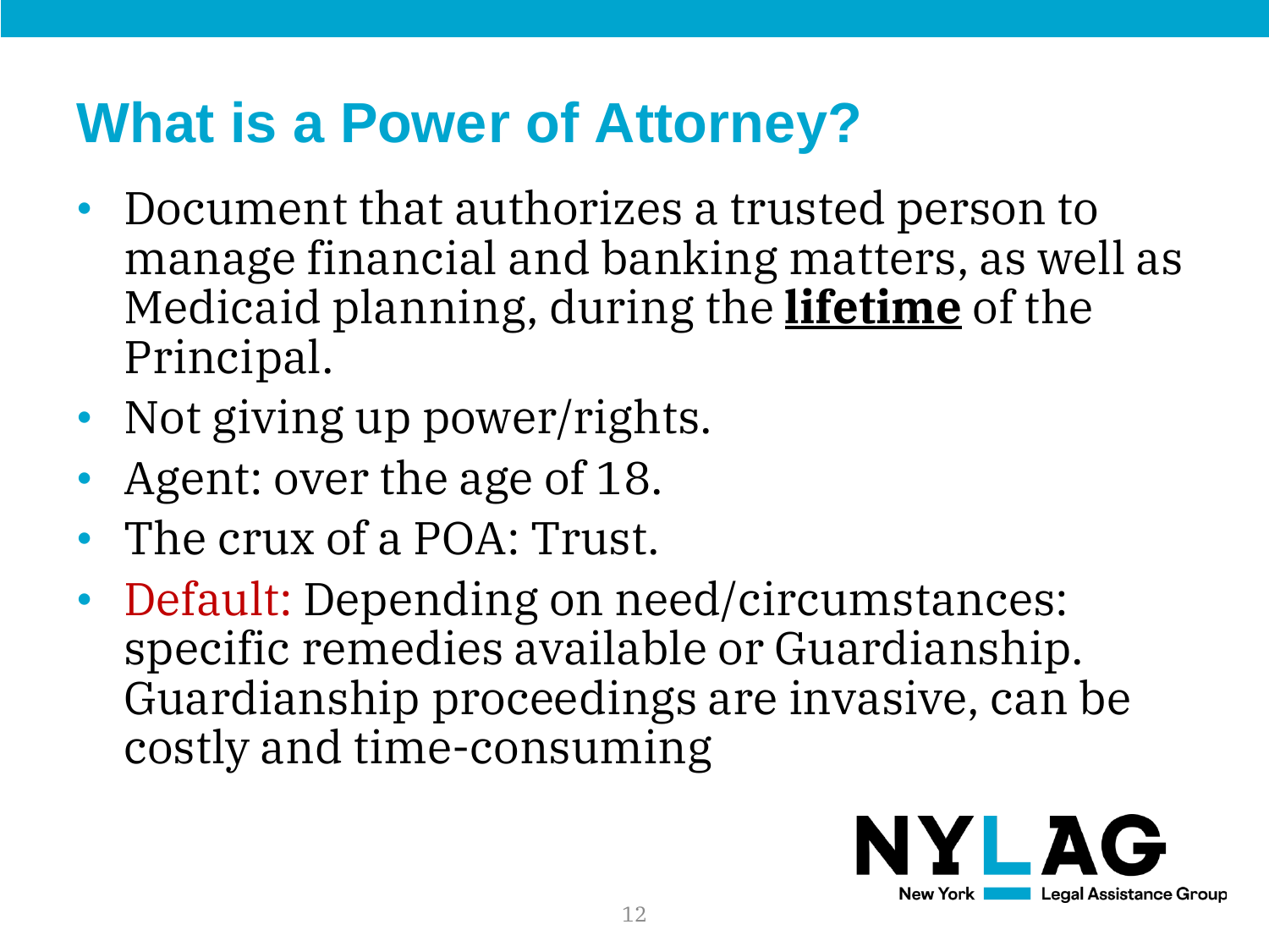# What is a Power of Attorney?

- Document that authorizes a trusted person to manage financial and banking matters, as well as Medicaid planning, during the **lifetime** of the Principal.
- Not giving up power/rights.
- Agent: over the age of 18.
- The crux of a POA: Trust.
- Default: Depending on need/circumstances: specific remedies available or Guardianship. Guardianship proceedings are invasive, can be costly and time-consuming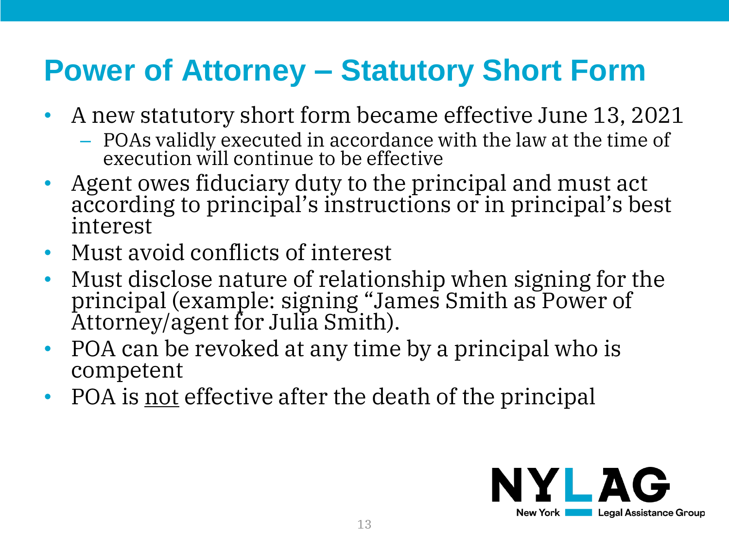# Power of Attorney – Statutory Short Form

- A new statutory short form became effective June 13, 2021
  - POAs validly executed in accordance with the law at the time of execution will continue to be effective
- Agent owes fiduciary duty to the principal and must act according to principal's instructions or in principal's best interest
- Must avoid conflicts of interest
- Must disclose nature of relationship when signing for the principal (example: signing "James Smith as Power of Attorney/agent for Julia Smith).
- POA can be revoked at any time by a principal who is competent
- POA is <u>not</u> effective after the death of the principal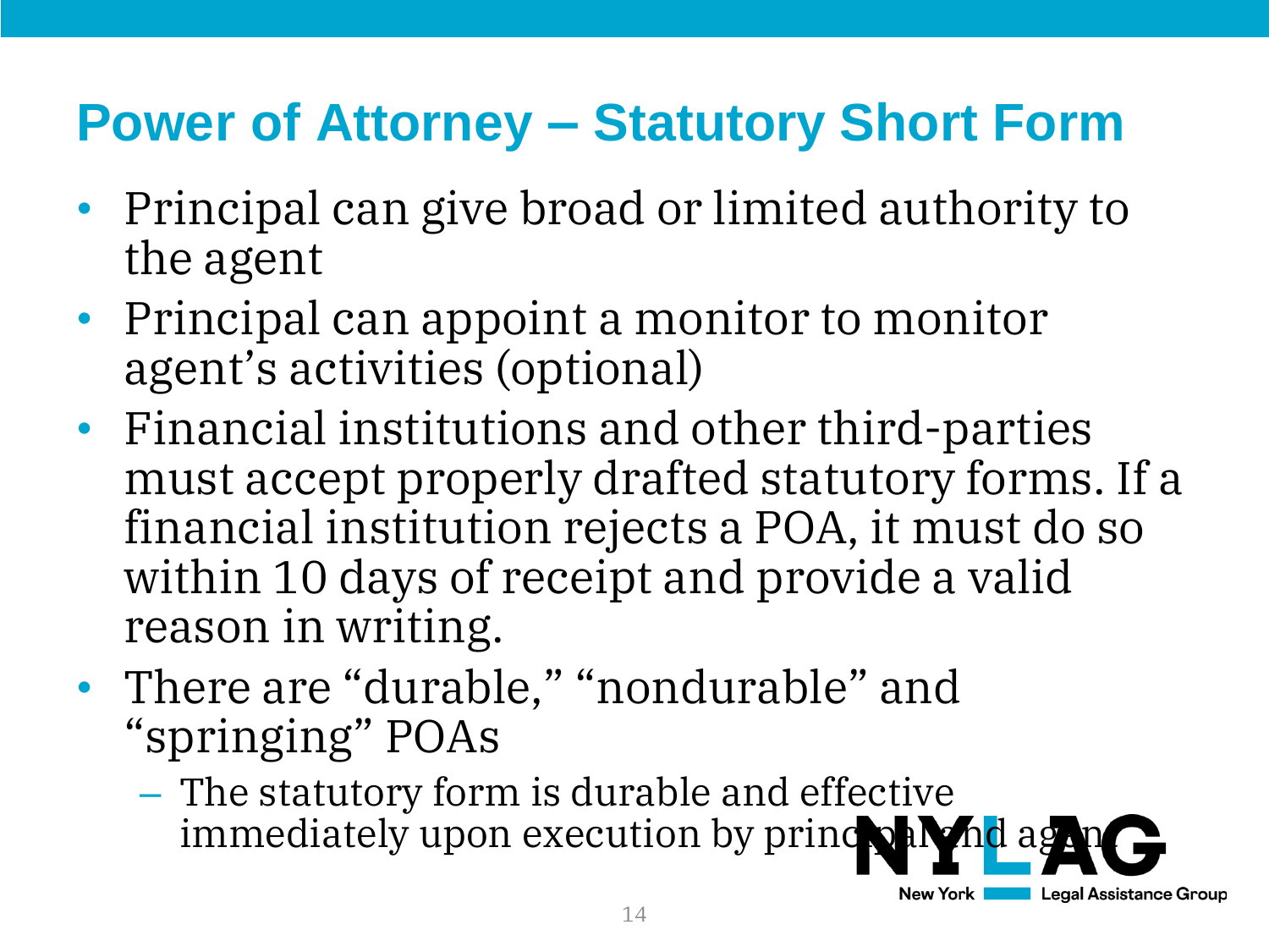# Power of Attorney – Statutory Short Form

- Principal can give broad or limited authority to the agent
- Principal can appoint a monitor to monitor agent's activities (optional)
- Financial institutions and other third-parties must accept properly drafted statutory forms. If a financial institution rejects a POA, it must do so within 10 days of receipt and provide a valid reason in writing.
- There are "durable," "nondurable" and "springing" POAs
  - The statutory form is durable and effective immediately upon execution by principal and agent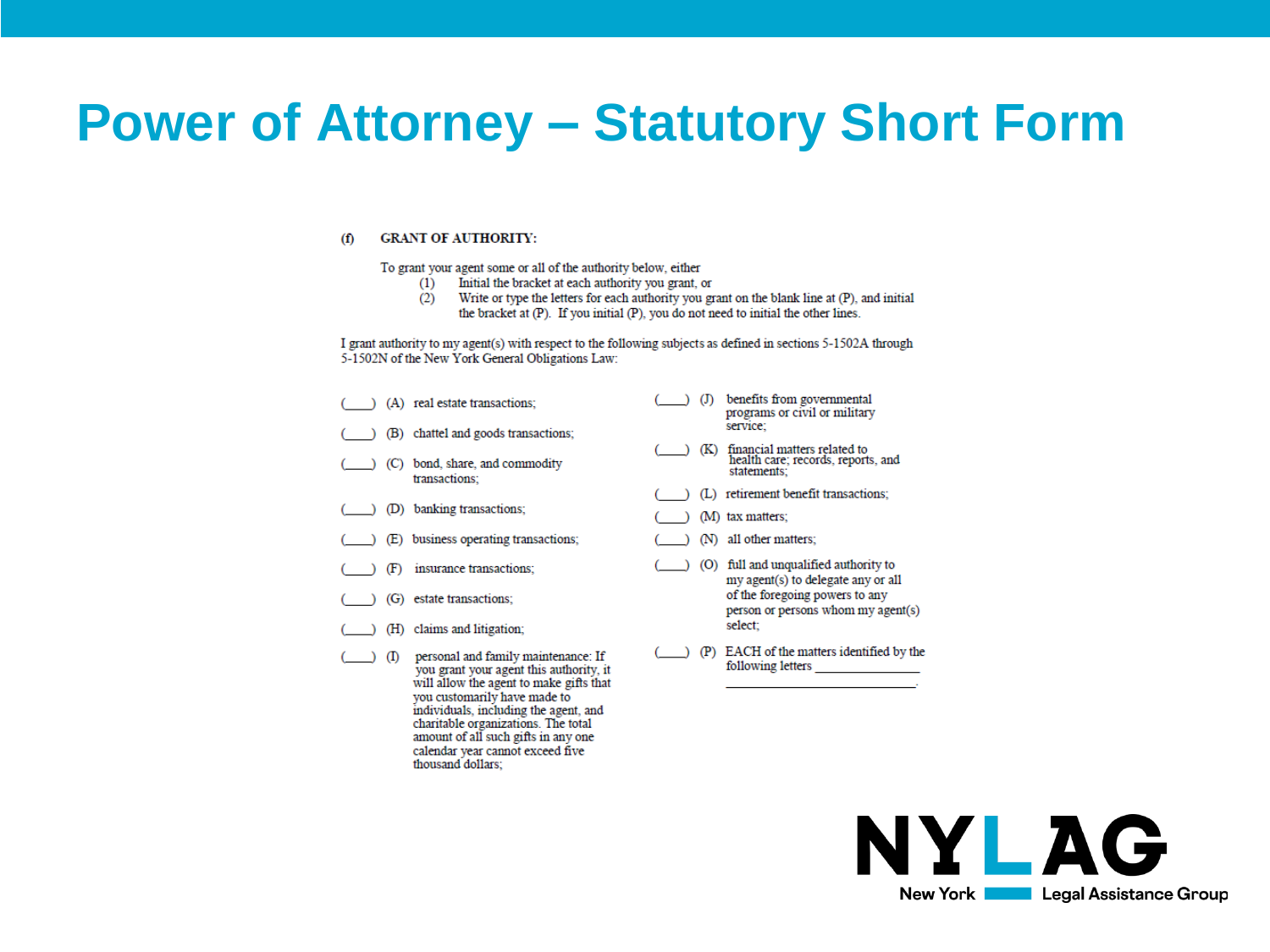# Power of Attorney – Statutory Short Form

**(f) GRANT OF AUTHORITY:**

To grant your agent some or all of the authority below, either

(1) Initial the bracket at each authority you grant, or
(2) Write or type the letters for each authority you grant on the blank line at (P), and initial the bracket at (P). If you initial (P), you do not need to initial the other lines.

I grant authority to my agent(s) with respect to the following subjects as defined in sections 5-1502A through 5-1502N of the New York General Obligations Law:

(\_\_\_) (A) real estate transactions;

(\_\_\_) (B) chattel and goods transactions;

(\_\_\_) (C) bond, share, and commodity transactions;

(\_\_\_) (D) banking transactions;

(\_\_\_) (E) business operating transactions;

(\_\_\_) (F) insurance transactions;

(\_\_\_) (G) estate transactions;

(\_\_\_) (H) claims and litigation;

(\_\_\_) (I) personal and family maintenance: If you grant your agent this authority, it will allow the agent to make gifts that you customarily have made to individuals, including the agent, and charitable organizations. The total amount of all such gifts in any one calendar year cannot exceed five thousand dollars;

(\_\_\_) (J) benefits from governmental programs or civil or military service;

(\_\_\_) (K) financial matters related to health care; records, reports, and statements;

(\_\_\_) (L) retirement benefit transactions;

(\_\_\_) (M) tax matters;

(\_\_\_) (N) all other matters;

(\_\_\_) (O) full and unqualified authority to my agent(s) to delegate any or all of the foregoing powers to any person or persons whom my agent(s) select;

(\_\_\_) (P) EACH of the matters identified by the following letters \_\_\_\_\_\_\_\_\_\_\_\_\_\_\_\_ \_\_\_\_\_\_\_\_\_\_\_\_\_\_\_\_\_\_\_\_\_\_\_\_\_.

NYLAG
New York Legal Assistance Group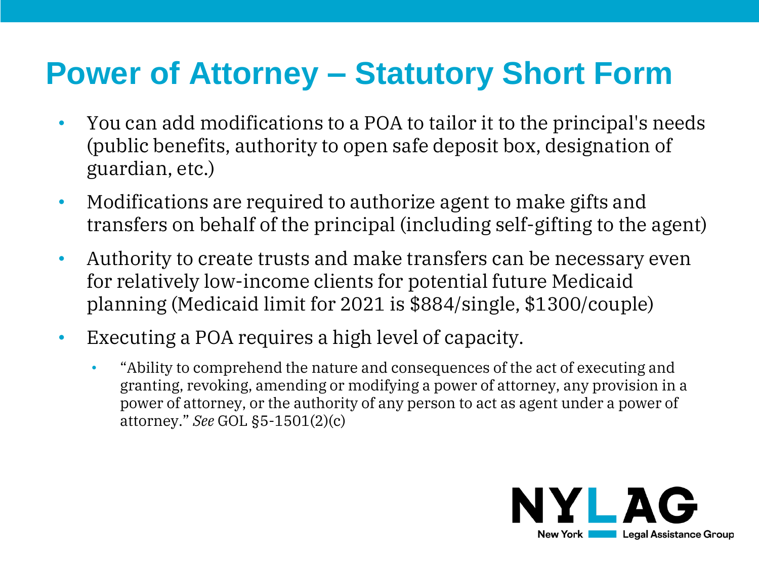# Power of Attorney – Statutory Short Form

- You can add modifications to a POA to tailor it to the principal's needs (public benefits, authority to open safe deposit box, designation of guardian, etc.)
- Modifications are required to authorize agent to make gifts and transfers on behalf of the principal (including self-gifting to the agent)
- Authority to create trusts and make transfers can be necessary even for relatively low-income clients for potential future Medicaid planning (Medicaid limit for 2021 is $884/single, $1300/couple)
- Executing a POA requires a high level of capacity.
  - "Ability to comprehend the nature and consequences of the act of executing and granting, revoking, amending or modifying a power of attorney, any provision in a power of attorney, or the authority of any person to act as agent under a power of attorney." *See* GOL §5-1501(2)(c)

NYLAG New York Legal Assistance Group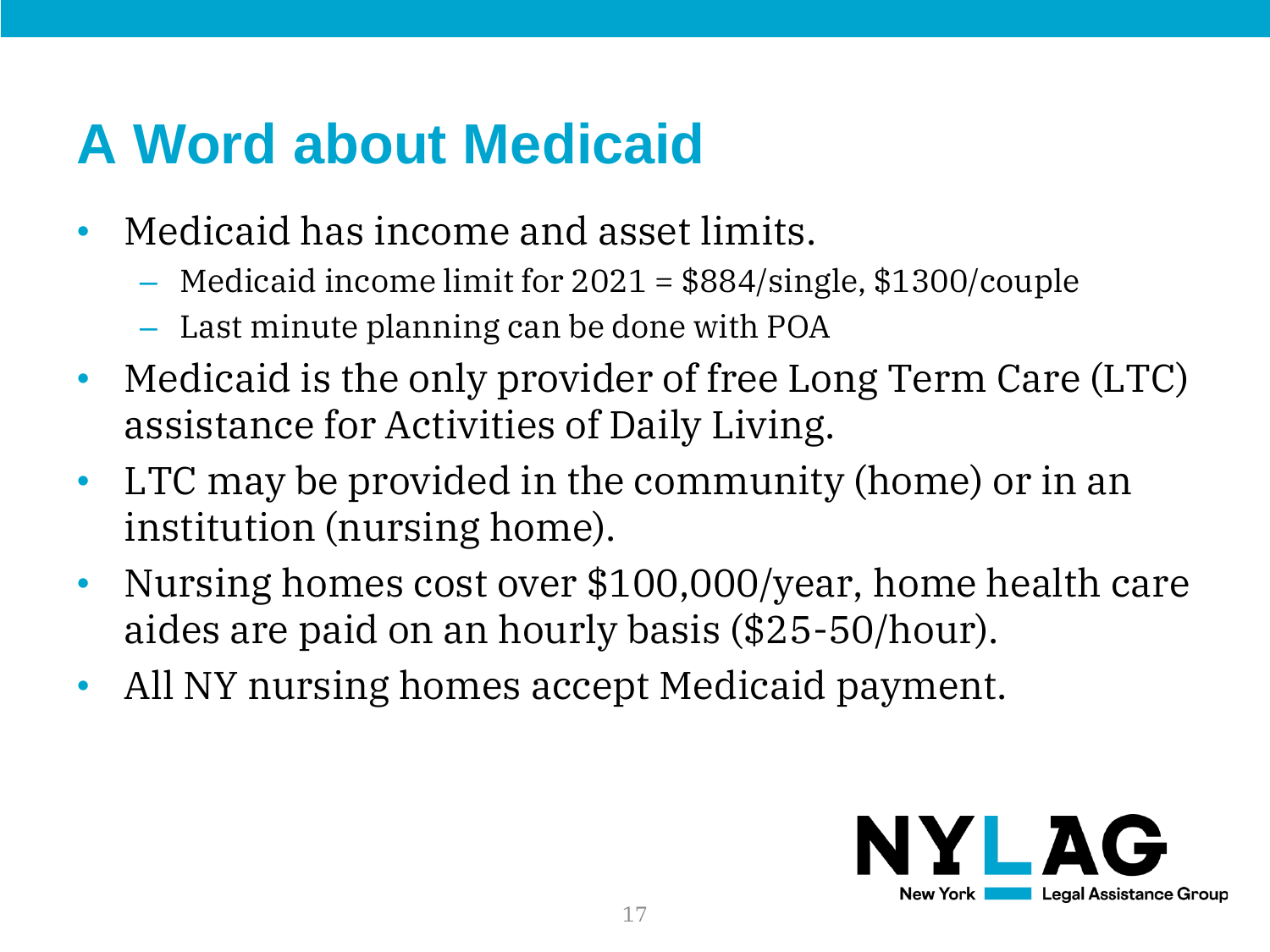# A Word about Medicaid

- Medicaid has income and asset limits.
  - Medicaid income limit for 2021 = $884/single, $1300/couple
  - Last minute planning can be done with POA
- Medicaid is the only provider of free Long Term Care (LTC) assistance for Activities of Daily Living.
- LTC may be provided in the community (home) or in an institution (nursing home).
- Nursing homes cost over $100,000/year, home health care aides are paid on an hourly basis ($25-50/hour).
- All NY nursing homes accept Medicaid payment.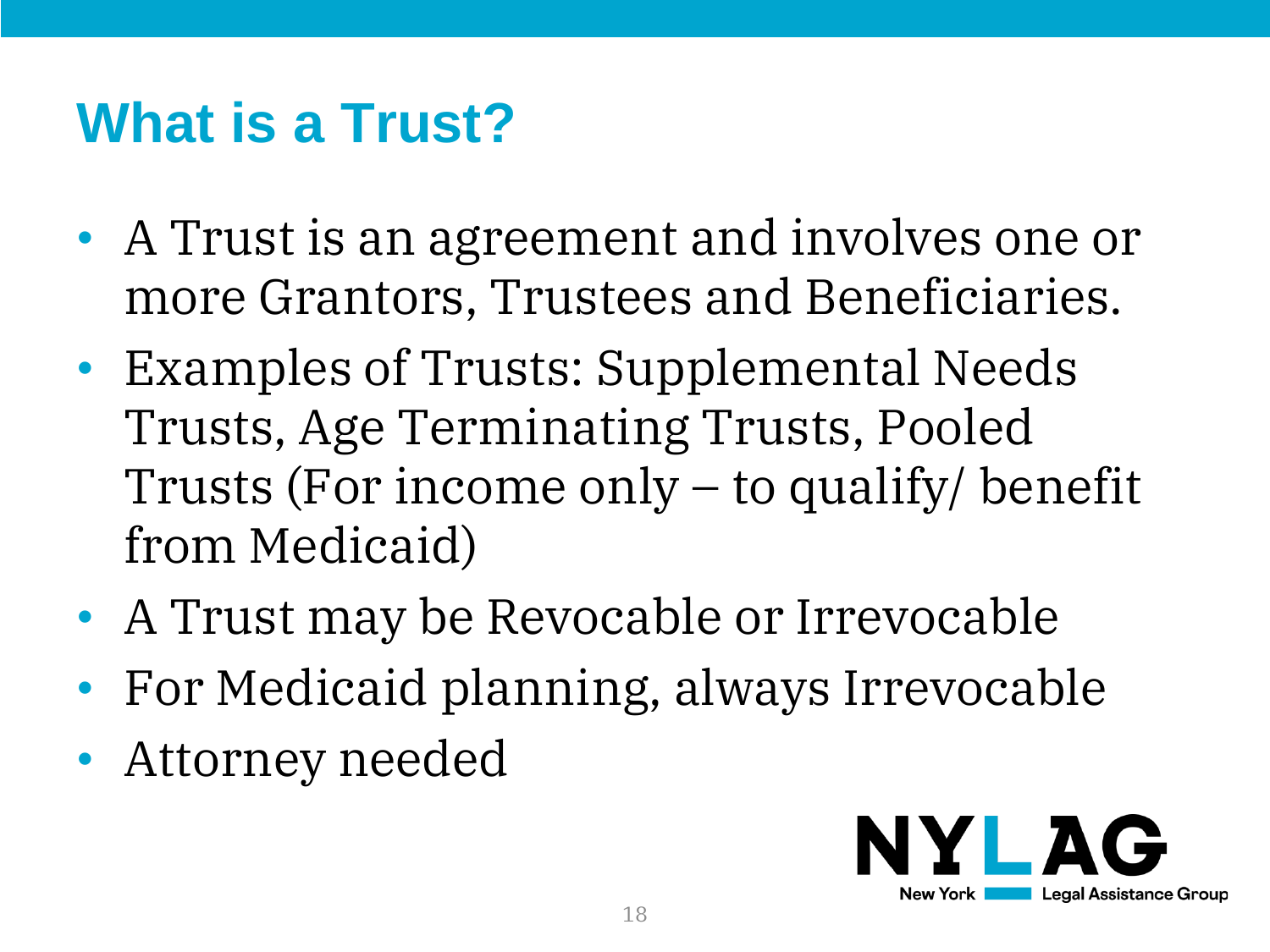# What is a Trust?

- A Trust is an agreement and involves one or more Grantors, Trustees and Beneficiaries.
- Examples of Trusts: Supplemental Needs Trusts, Age Terminating Trusts, Pooled Trusts (For income only – to qualify/ benefit from Medicaid)
- A Trust may be Revocable or Irrevocable
- For Medicaid planning, always Irrevocable
- Attorney needed

NYLAG
New York Legal Assistance Group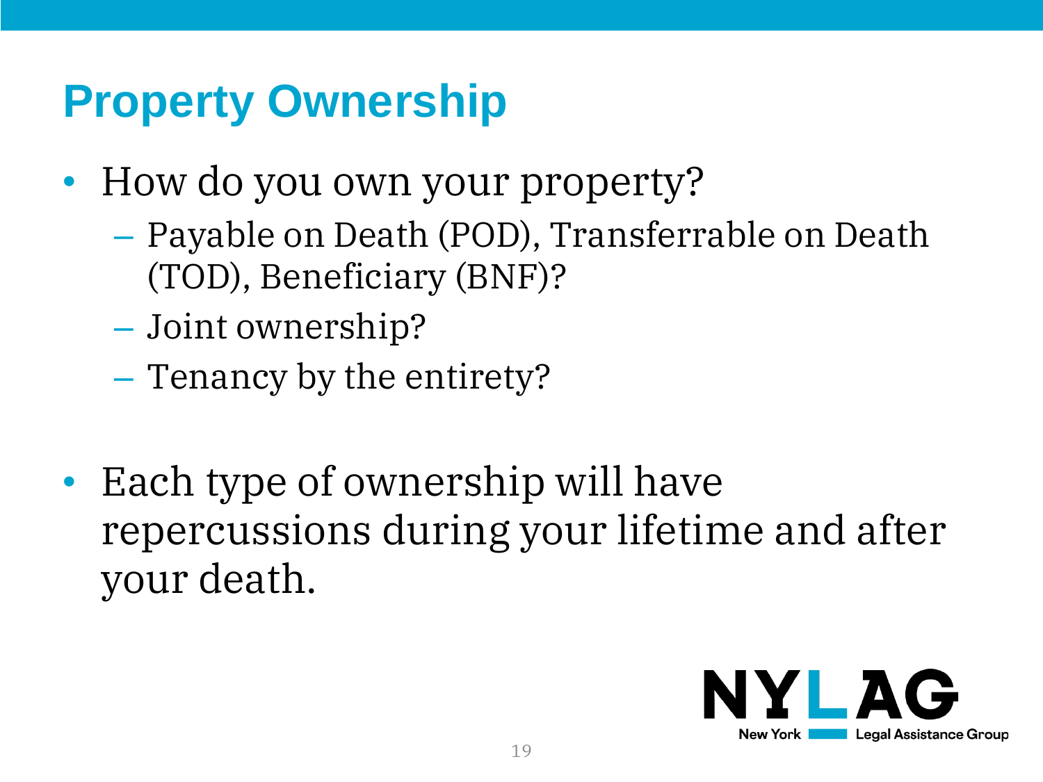# Property Ownership

- How do you own your property?
  - Payable on Death (POD), Transferrable on Death (TOD), Beneficiary (BNF)?
  - Joint ownership?
  - Tenancy by the entirety?

- Each type of ownership will have repercussions during your lifetime and after your death.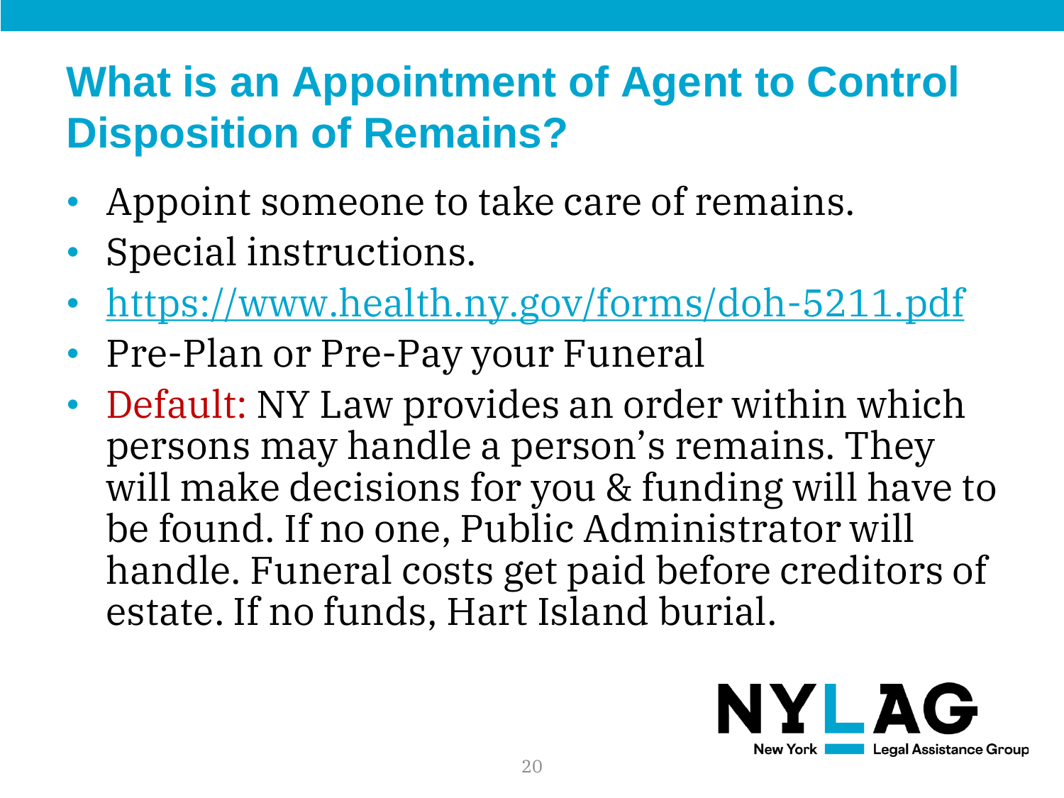# What is an Appointment of Agent to Control Disposition of Remains?

- Appoint someone to take care of remains.
- Special instructions.
- https://www.health.ny.gov/forms/doh-5211.pdf
- Pre-Plan or Pre-Pay your Funeral
- Default: NY Law provides an order within which persons may handle a person's remains. They will make decisions for you & funding will have to be found. If no one, Public Administrator will handle. Funeral costs get paid before creditors of estate. If no funds, Hart Island burial.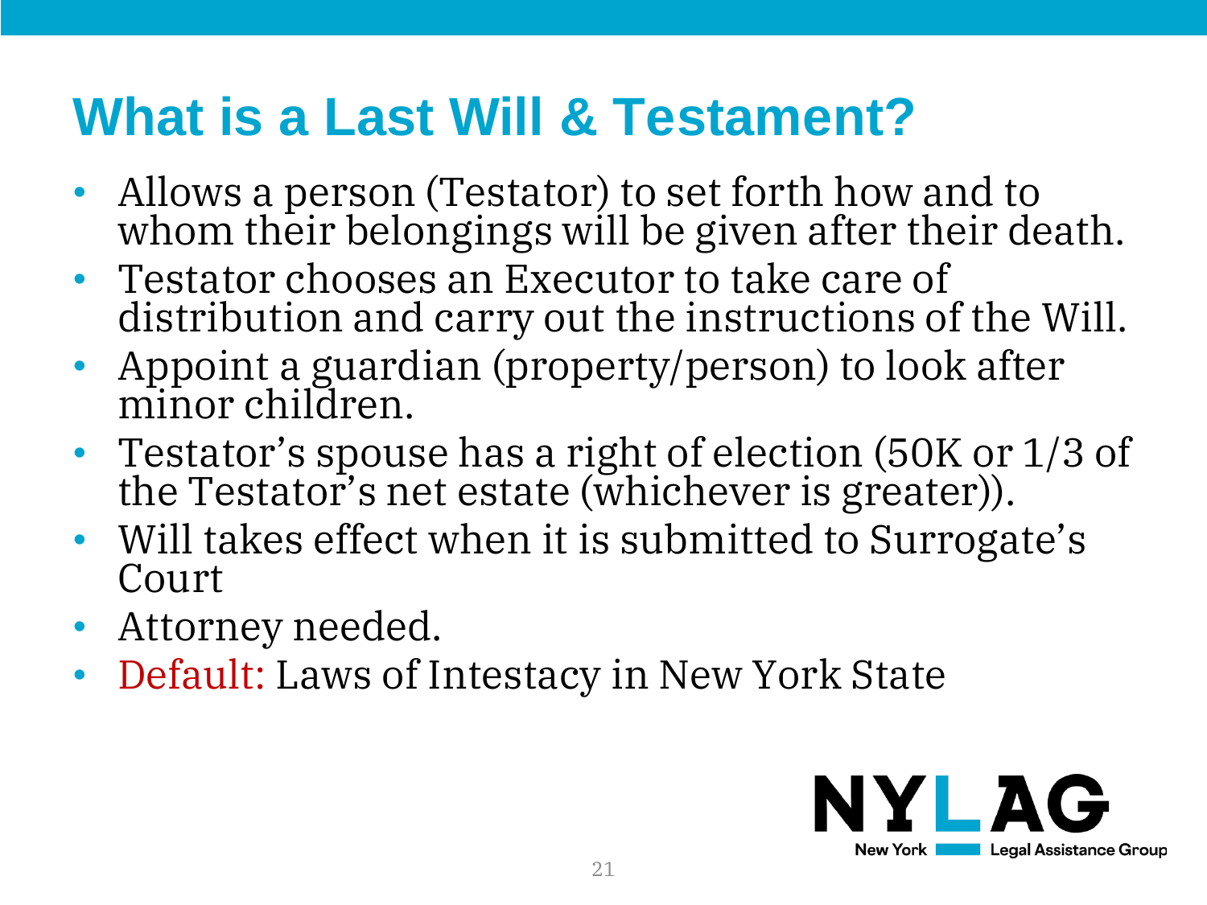# What is a Last Will & Testament?

- Allows a person (Testator) to set forth how and to whom their belongings will be given after their death.
- Testator chooses an Executor to take care of distribution and carry out the instructions of the Will.
- Appoint a guardian (property/person) to look after minor children.
- Testator's spouse has a right of election (50K or 1/3 of the Testator's net estate (whichever is greater)).
- Will takes effect when it is submitted to Surrogate's Court
- Attorney needed.
- Default: Laws of Intestacy in New York State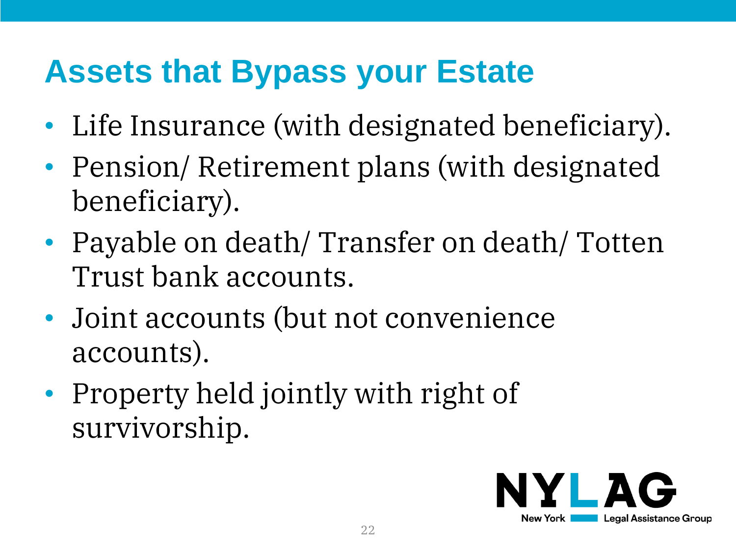# Assets that Bypass your Estate

- Life Insurance (with designated beneficiary).
- Pension/ Retirement plans (with designated beneficiary).
- Payable on death/ Transfer on death/ Totten Trust bank accounts.
- Joint accounts (but not convenience accounts).
- Property held jointly with right of survivorship.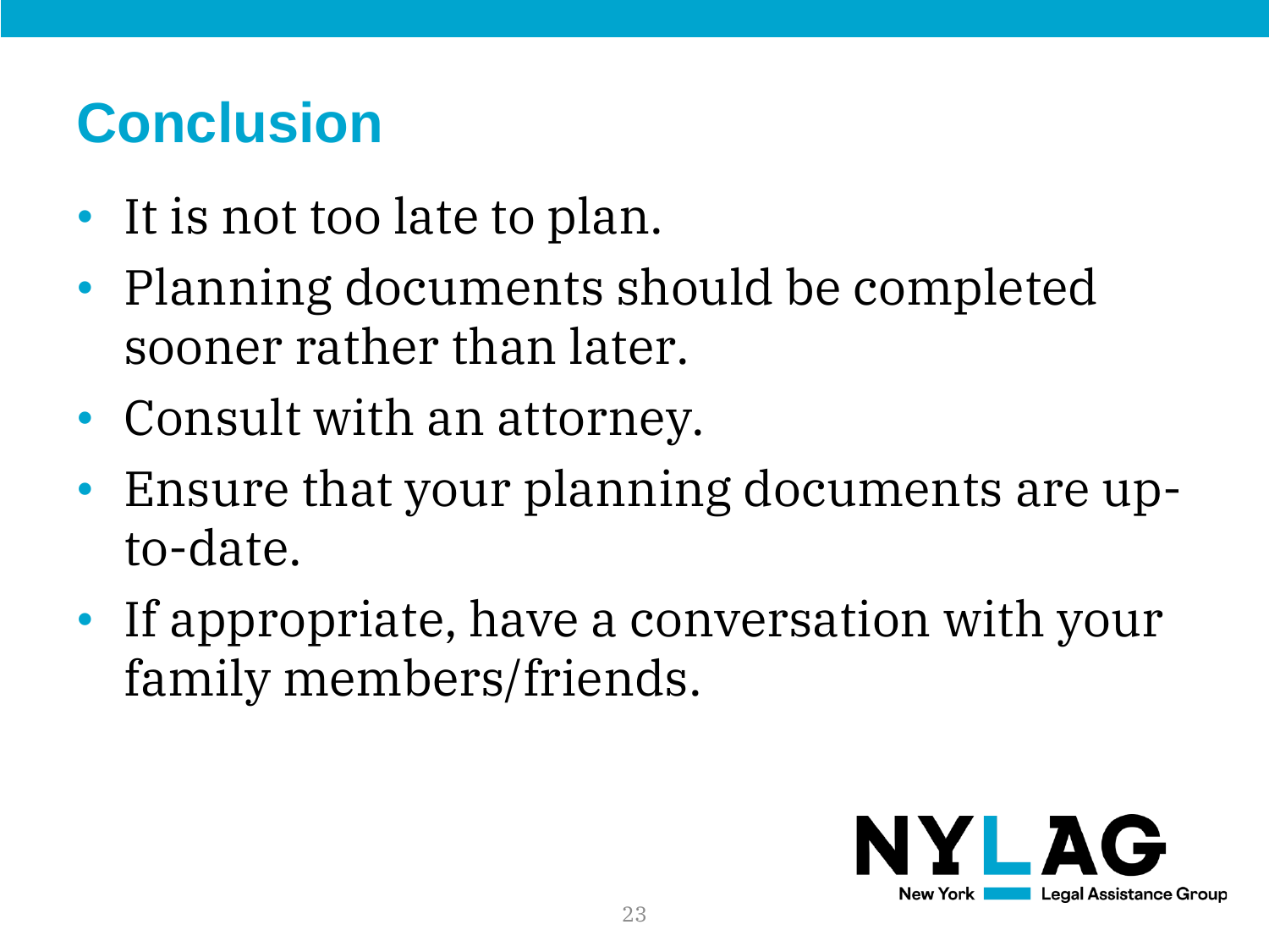# Conclusion

- It is not too late to plan.
- Planning documents should be completed sooner rather than later.
- Consult with an attorney.
- Ensure that your planning documents are up-to-date.
- If appropriate, have a conversation with your family members/friends.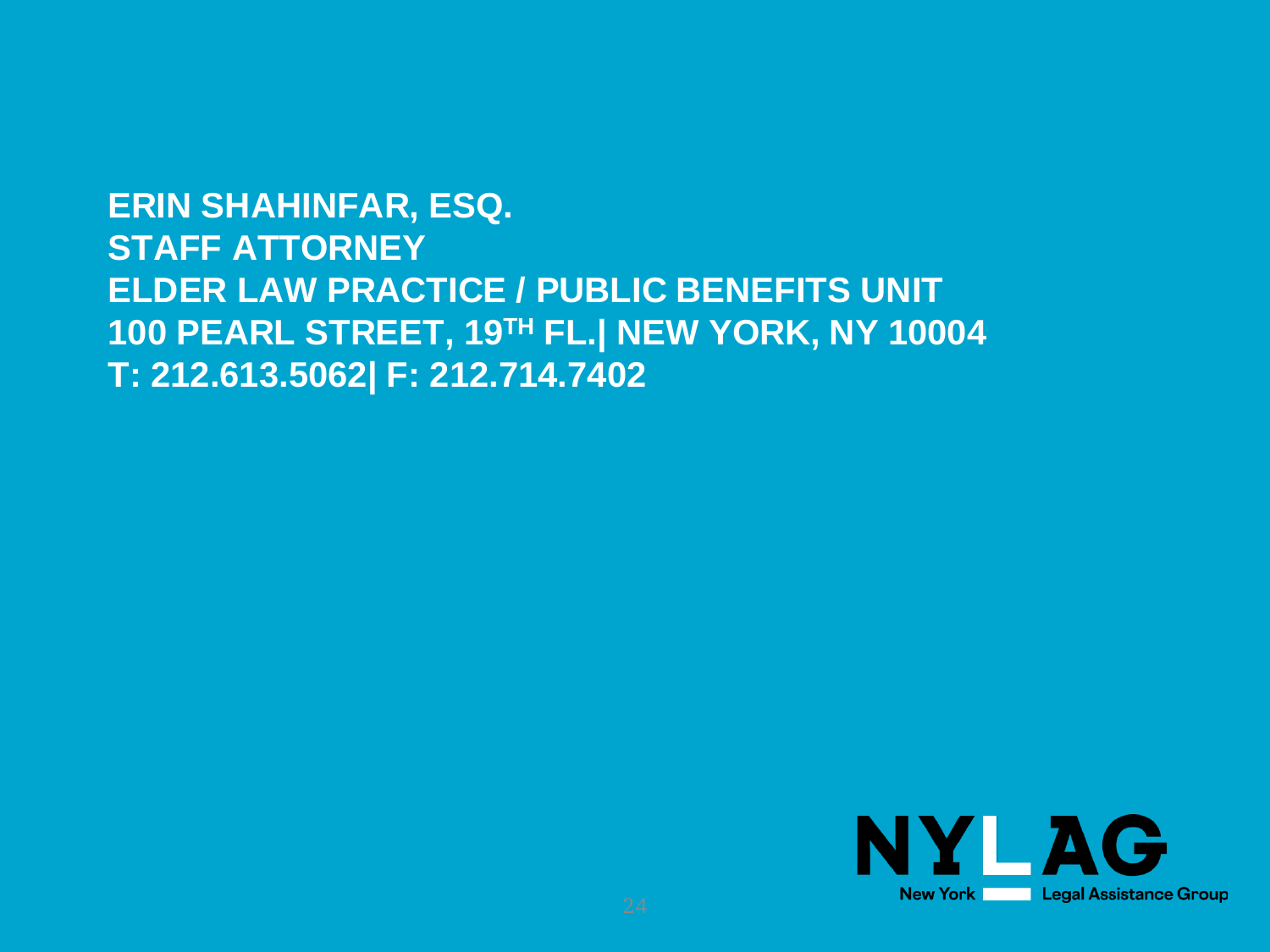**ERIN SHAHINFAR, ESQ.**
**STAFF ATTORNEY**
**ELDER LAW PRACTICE / PUBLIC BENEFITS UNIT**
**100 PEARL STREET, 19TH FL.| NEW YORK, NY 10004**
**T: 212.613.5062| F: 212.714.7402**

NYLAG
New York Legal Assistance Group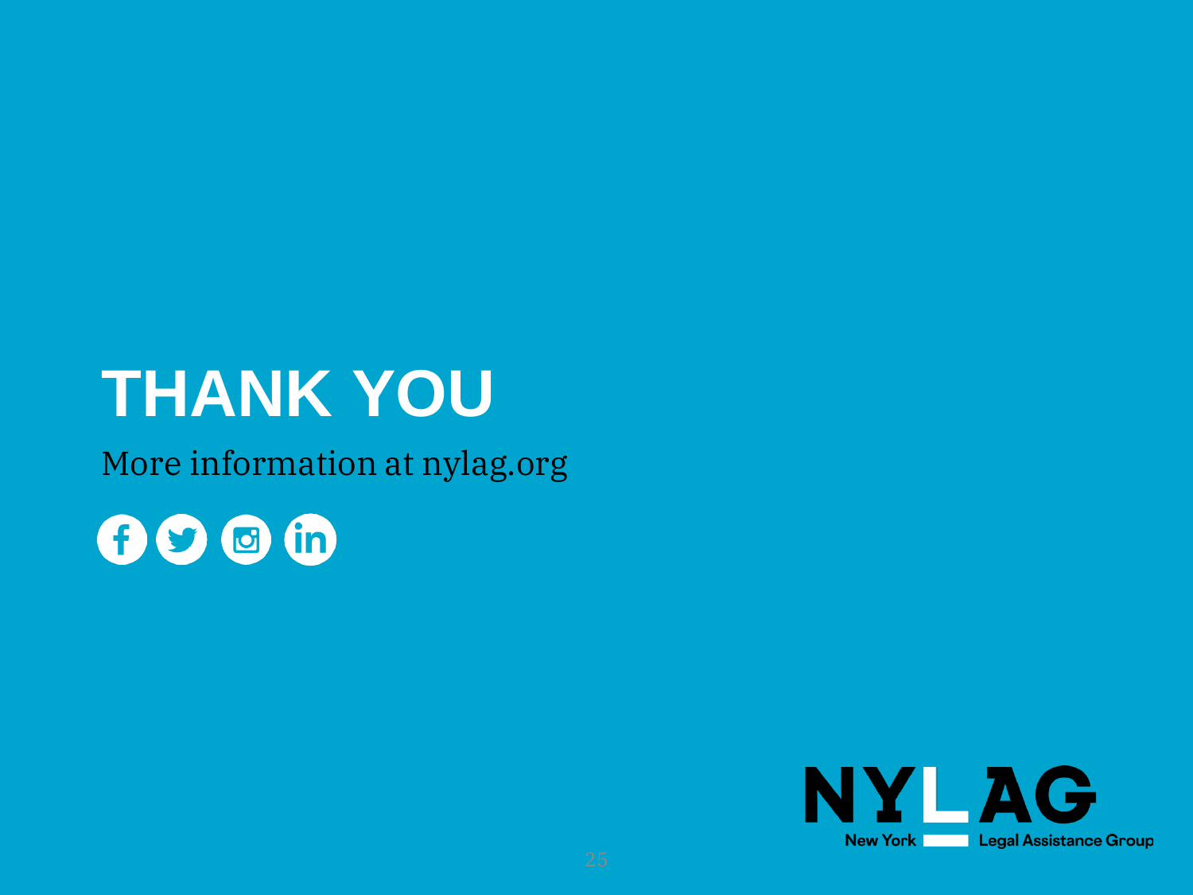# THANK YOU

More information at nylag.org

NYLAG

New York Legal Assistance Group